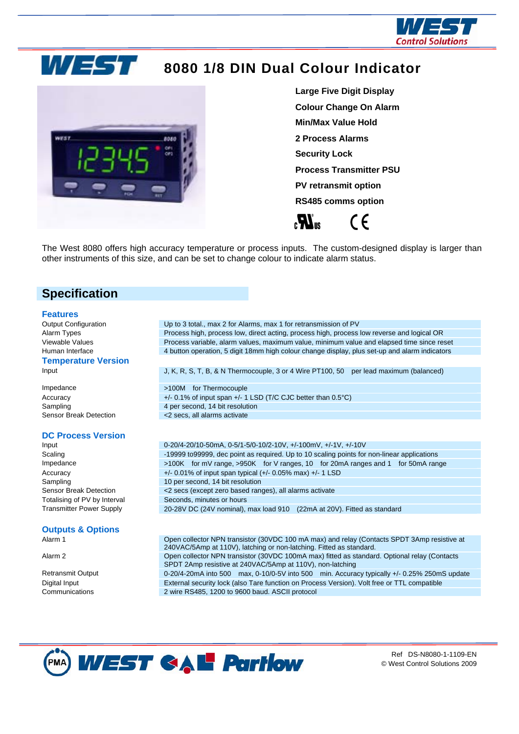# 8080 1/8 DIN Dual Colour Indicator

**Large Five Digit Display**

**Colour Change On Alarm**

**Min/Max Value Hold**

**2 Process Alarms**

**Security Lock**

**Process Transmitter PSU**

**PV retransmit option**

**RS485 comms option**

The West 8080 offers high accuracy temperature or process inputs. The custom-designed display is larger than other instruments of this size, and can be set to change colour to indicate alarm status.

## Specification

### Features

| | |
|---|---|
| Output Configuration | Up to 3 total., max 2 for Alarms, max 1 for retransmission of PV |
| Alarm Types | Process high, process low, direct acting, process high, process low reverse and logical OR |
| Viewable Values | Process variable, alarm values, maximum value, minimum value and elapsed time since reset |
| Human Interface | 4 button operation, 5 digit 18mm high colour change display, plus set-up and alarm indicators |

### Temperature Version

| | |
|---|---|
| Input | J, K, R, S, T, B, & N Thermocouple, 3 or 4 Wire PT100, 50 per lead maximum (balanced) |
| Impedance | >100M for Thermocouple |
| Accuracy | +/- 0.1% of input span +/- 1 LSD (T/C CJC better than 0.5°C) |
| Sampling | 4 per second, 14 bit resolution |
| Sensor Break Detection | <2 secs, all alarms activate |

### DC Process Version

| | |
|---|---|
| Input | 0-20/4-20/10-50mA, 0-5/1-5/0-10/2-10V, +/-100mV, +/-1V, +/-10V |
| Scaling | -19999 to99999, dec point as required. Up to 10 scaling points for non-linear applications |
| Impedance | >100K for mV range, >950K for V ranges, 10 for 20mA ranges and 1 for 50mA range |
| Accuracy | +/- 0.01% of input span typical (+/- 0.05% max) +/- 1 LSD |
| Sampling | 10 per second, 14 bit resolution |
| Sensor Break Detection | <2 secs (except zero based ranges), all alarms activate |
| Totalising of PV by Interval | Seconds, minutes or hours |
| Transmitter Power Supply | 20-28V DC (24V nominal), max load 910 (22mA at 20V). Fitted as standard |

### Outputs & Options

| | |
|---|---|
| Alarm 1 | Open collector NPN transistor (30VDC 100 mA max) and relay (Contacts SPDT 3Amp resistive at 240VAC/5Amp at 110V), latching or non-latching. Fitted as standard. |
| Alarm 2 | Open collector NPN transistor (30VDC 100mA max) fitted as standard. Optional relay (Contacts SPDT 2Amp resistive at 240VAC/5Amp at 110V), non-latching |
| Retransmit Output | 0-20/4-20mA into 500 max, 0-10/0-5V into 500 min. Accuracy typically +/- 0.25% 250mS update |
| Digital Input | External security lock (also Tare function on Process Version). Volt free or TTL compatible |
| Communications | 2 wire RS485, 1200 to 9600 baud. ASCII protocol |

Ref DS-N8080-1-1109-EN
© West Control Solutions 2009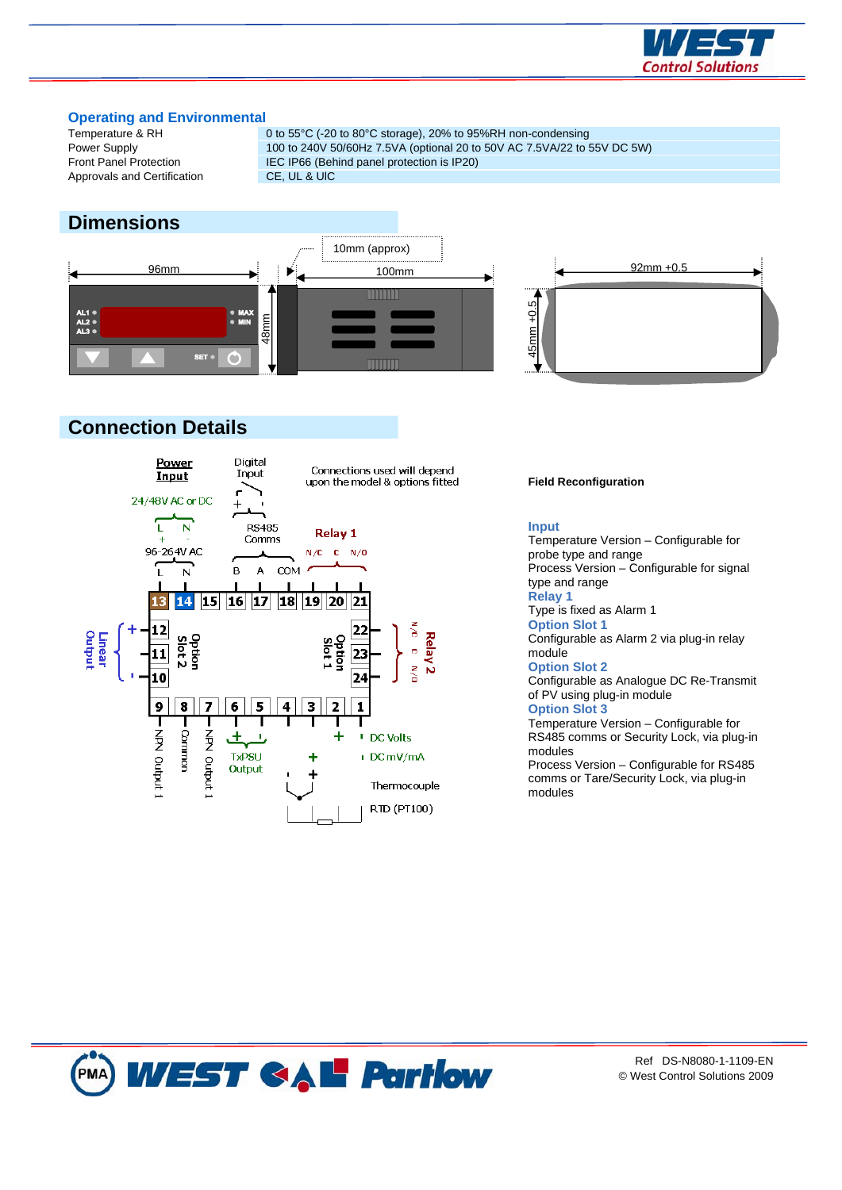### Operating and Environmental

| | |
|---|---|
| Temperature & RH | 0 to 55°C (-20 to 80°C storage), 20% to 95%RH non-condensing |
| Power Supply | 100 to 240V 50/60Hz 7.5VA (optional 20 to 50V AC 7.5VA/22 to 55V DC 5W) |
| Front Panel Protection | IEC IP66 (Behind panel protection is IP20) |
| Approvals and Certification | CE, UL & UlC |

## Dimensions

96mm
10mm (approx)
100mm
48mm
92mm +0.5
45mm +0.5

## Connection Details

Connections used will depend upon the model & options fitted

**Field Reconfiguration**

**Input**
Temperature Version – Configurable for probe type and range
Process Version – Configurable for signal type and range

**Relay 1**
Type is fixed as Alarm 1

**Option Slot 1**
Configurable as Alarm 2 via plug-in relay module

**Option Slot 2**
Configurable as Analogue DC Re-Transmit of PV using plug-in module

**Option Slot 3**
Temperature Version – Configurable for RS485 comms or Security Lock, via plug-in modules
Process Version – Configurable for RS485 comms or Tare/Security Lock, via plug-in modules

Ref DS-N8080-1-1109-EN
© West Control Solutions 2009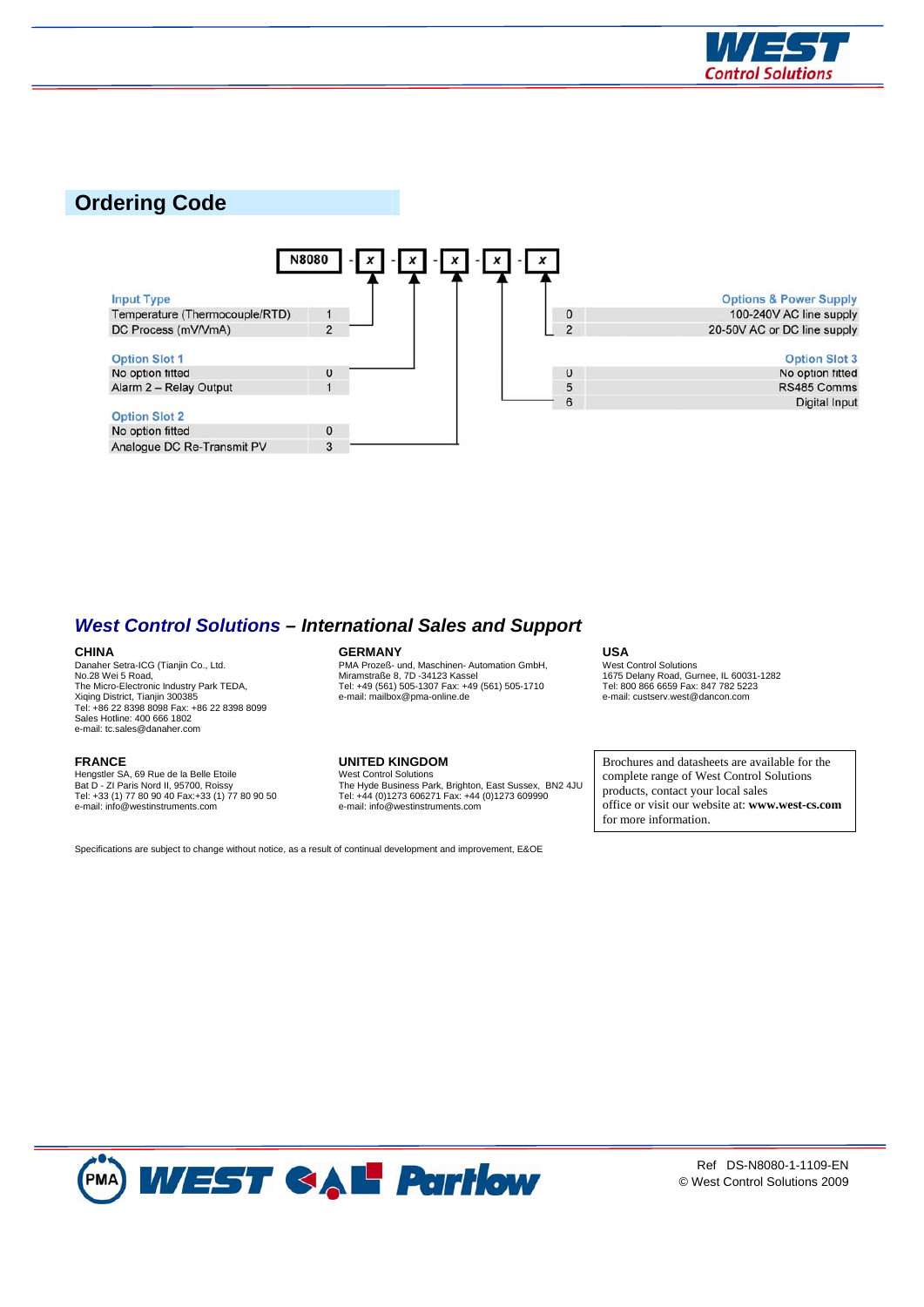## Ordering Code

**N8080** - x - x - x - x - x

| Input Type | |
|---|---|
| Temperature (Thermocouple/RTD) | 1 |
| DC Process (mV/VmA) | 2 |

| Option Slot 1 | |
|---|---|
| No option fitted | 0 |
| Alarm 2 – Relay Output | 1 |

| Option Slot 2 | |
|---|---|
| No option fitted | 0 |
| Analogue DC Re-Transmit PV | 3 |

| Option Slot 3 | |
|---|---|
| 0 | No option fitted |
| 5 | RS485 Comms |
| 6 | Digital Input |

| Options & Power Supply | |
|---|---|
| 0 | 100-240V AC line supply |
| 2 | 20-50V AC or DC line supply |

## *West Control Solutions – International Sales and Support*

**CHINA**
Danaher Setra-ICG (Tianjin Co., Ltd.
No.28 Wei 5 Road,
The Micro-Electronic Industry Park TEDA,
Xiqing District, Tianjin 300385
Tel: +86 22 8398 8098 Fax: +86 22 8398 8099
Sales Hotline: 400 666 1802
e-mail: tc.sales@danaher.com

**GERMANY**
PMA Prozeß- und, Maschinen- Automation GmbH,
Miramstraße 8, 7D -34123 Kassel
Tel: +49 (561) 505-1307 Fax: +49 (561) 505-1710
e-mail: mailbox@pma-online.de

**USA**
West Control Solutions
1675 Delany Road, Gurnee, IL 60031-1282
Tel: 800 866 6659 Fax: 847 782 5223
e-mail: custserv.west@dancon.com

**FRANCE**
Hengstler SA, 69 Rue de la Belle Etoile
Bat D - ZI Paris Nord II, 95700, Roissy
Tel: +33 (1) 77 80 90 40 Fax:+33 (1) 77 80 90 50
e-mail: info@westinstruments.com

**UNITED KINGDOM**
West Control Solutions
The Hyde Business Park, Brighton, East Sussex, BN2 4JU
Tel: +44 (0)1273 606271 Fax: +44 (0)1273 609990
e-mail: info@westinstruments.com

Brochures and datasheets are available for the complete range of West Control Solutions products, contact your local sales office or visit our website at: **www.west-cs.com** for more information.

Specifications are subject to change without notice, as a result of continual development and improvement, E&OE

Ref DS-N8080-1-1109-EN
© West Control Solutions 2009